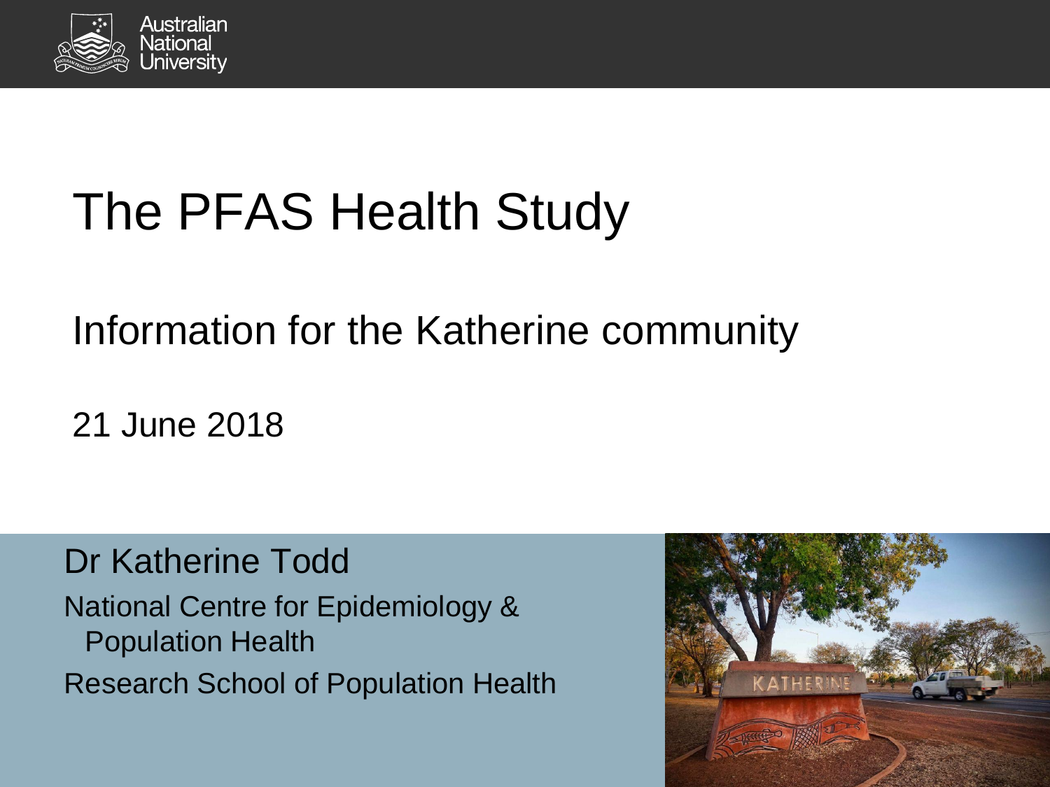Australian National University

# The PFAS Health Study

## Information for the Katherine community

21 June 2018

Dr Katherine Todd

National Centre for Epidemiology & Population Health

Research School of Population Health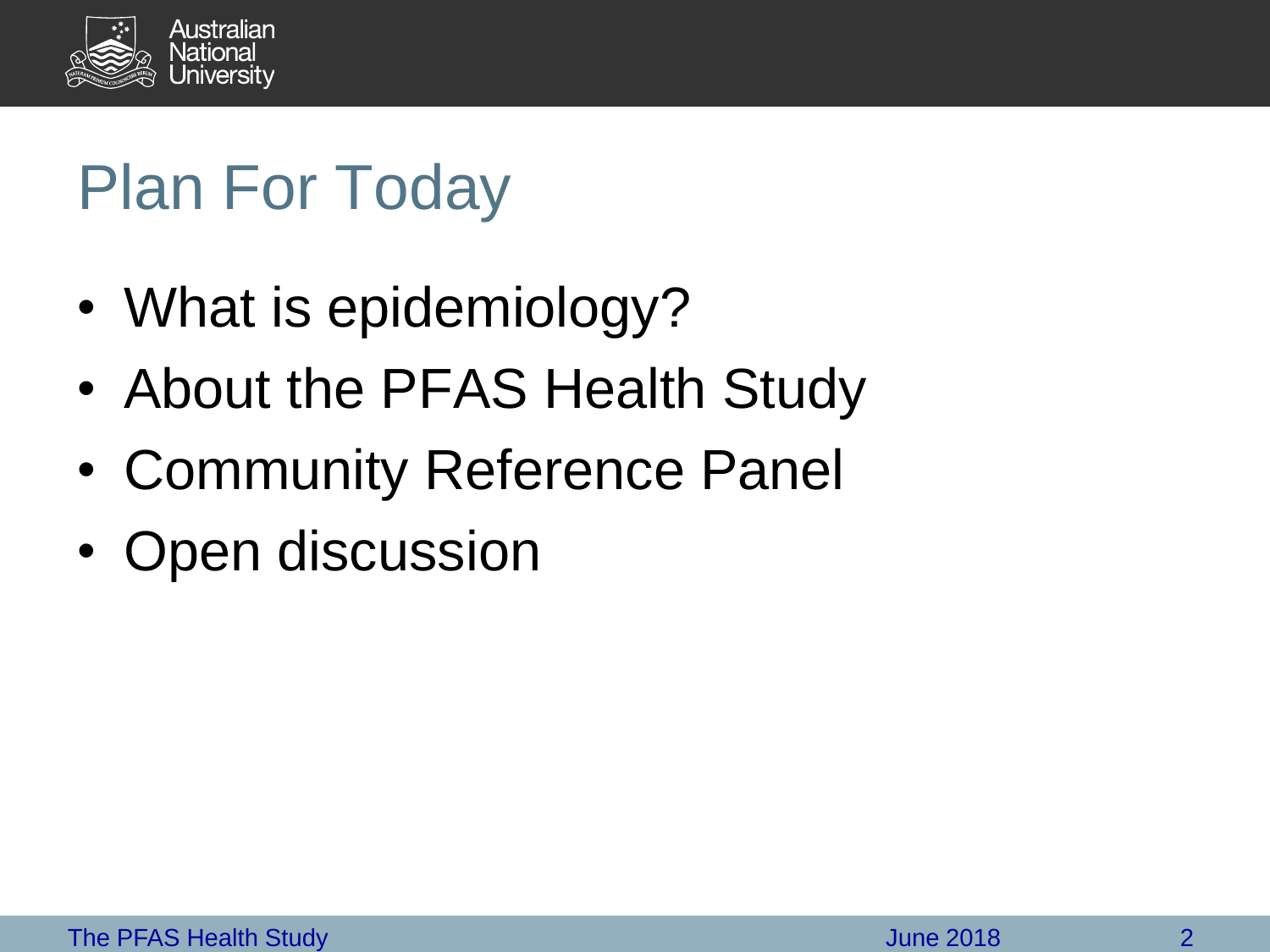# Plan For Today

- What is epidemiology?
- About the PFAS Health Study
- Community Reference Panel
- Open discussion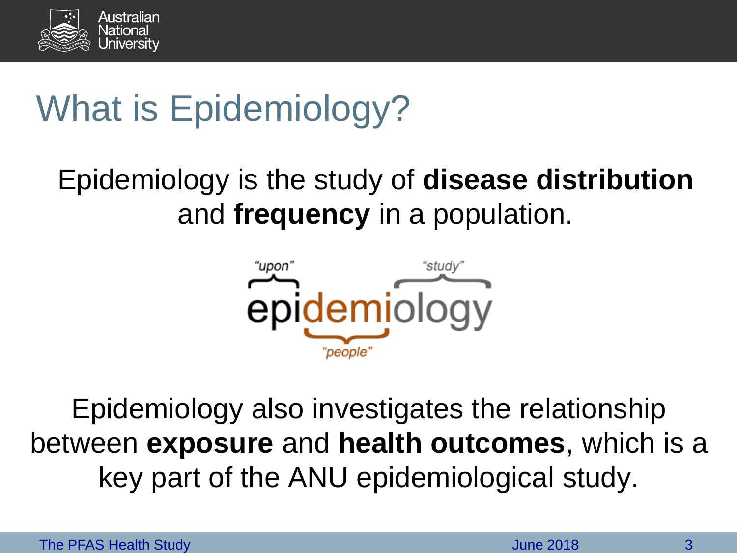# What is Epidemiology?

Epidemiology is the study of **disease distribution** and **frequency** in a population.

"upon" "study"

epidemiology

"people"

Epidemiology also investigates the relationship between **exposure** and **health outcomes**, which is a key part of the ANU epidemiological study.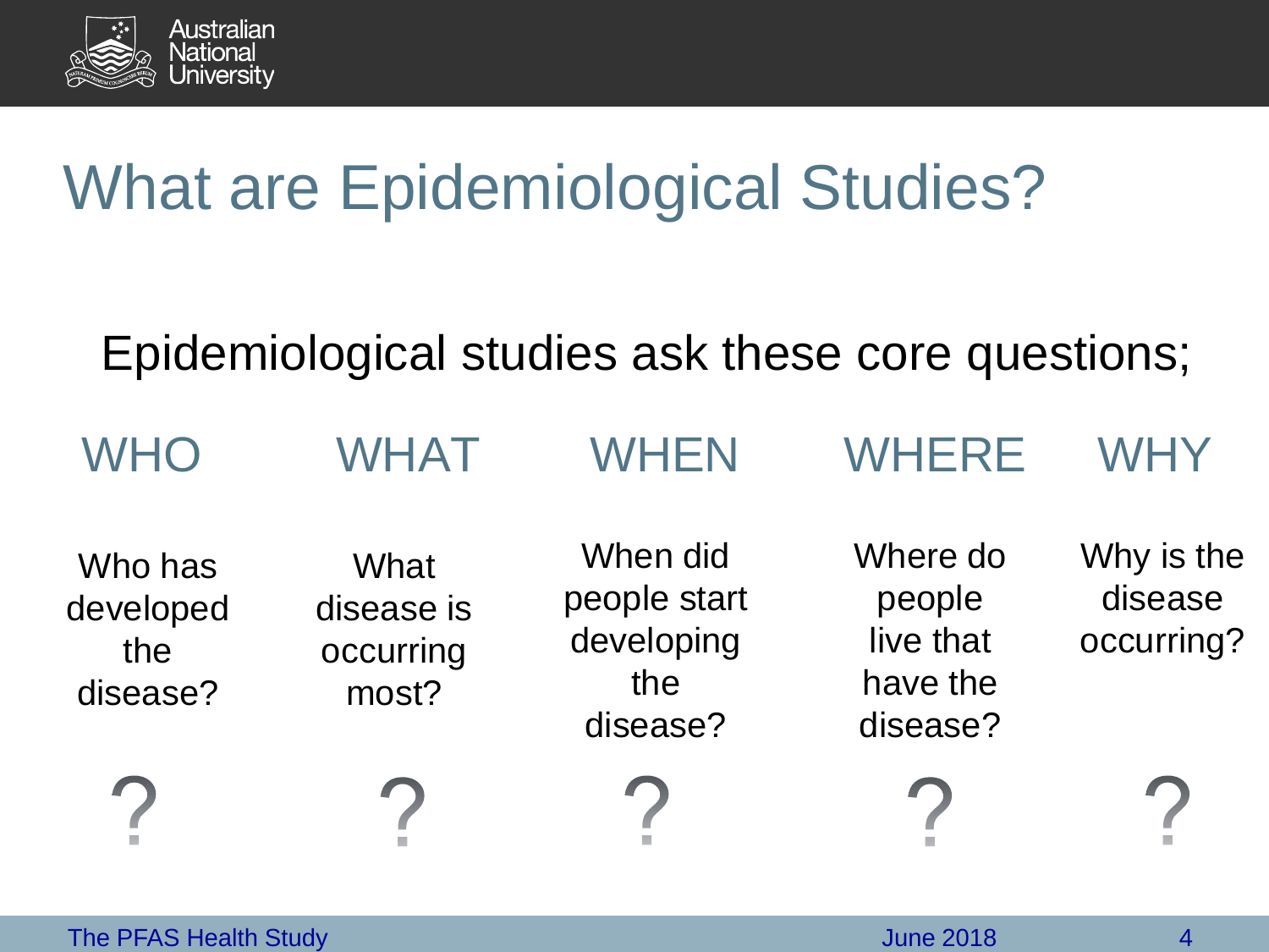# What are Epidemiological Studies?

Epidemiological studies ask these core questions;

| WHO | WHAT | WHEN | WHERE | WHY |
|---|---|---|---|---|
| Who has developed the disease? | What disease is occurring most? | When did people start developing the disease? | Where do people live that have the disease? | Why is the disease occurring? |
| ? | ? | ? | ? | ? |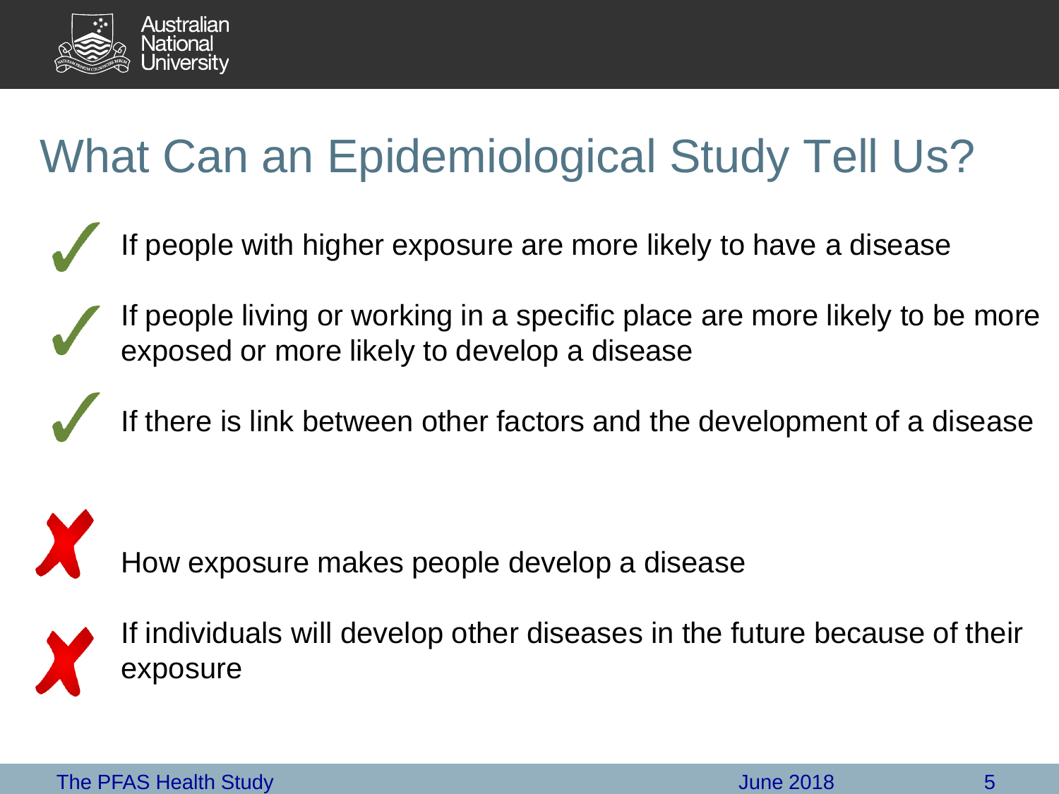# What Can an Epidemiological Study Tell Us?

- ✓ If people with higher exposure are more likely to have a disease
- ✓ If people living or working in a specific place are more likely to be more exposed or more likely to develop a disease
- ✓ If there is link between other factors and the development of a disease

- ✗ How exposure makes people develop a disease
- ✗ If individuals will develop other diseases in the future because of their exposure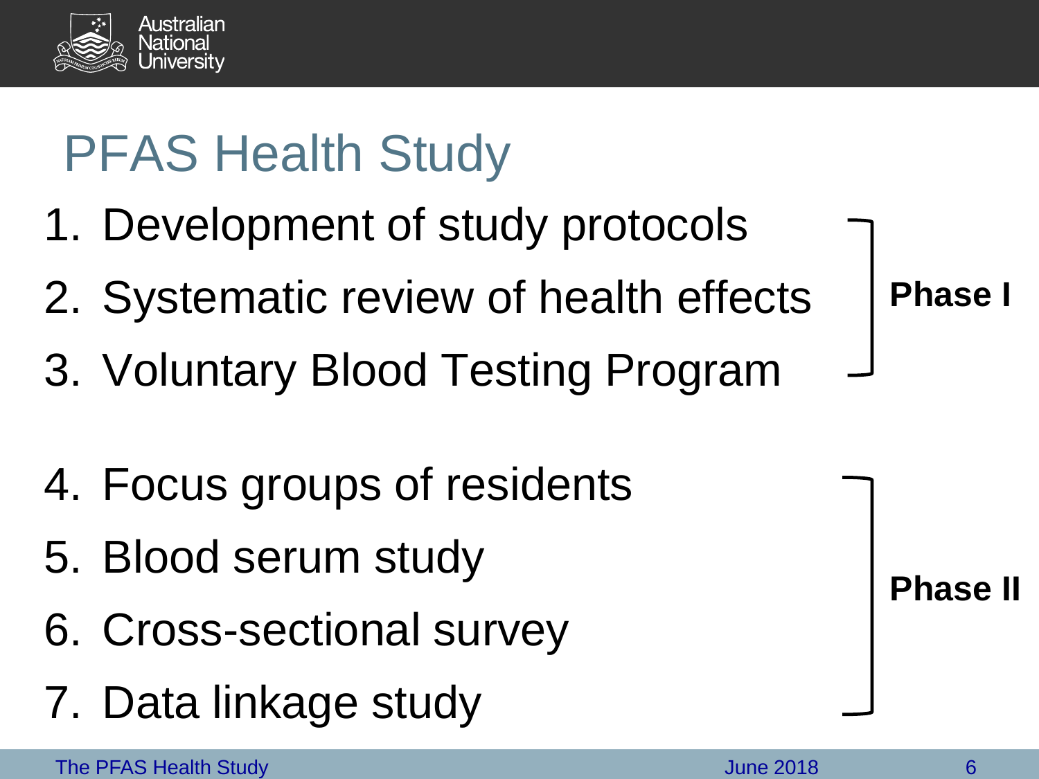# PFAS Health Study

1. Development of study protocols
2. Systematic review of health effects
3. Voluntary Blood Testing Program

**Phase I**

4. Focus groups of residents
5. Blood serum study
6. Cross-sectional survey
7. Data linkage study

**Phase II**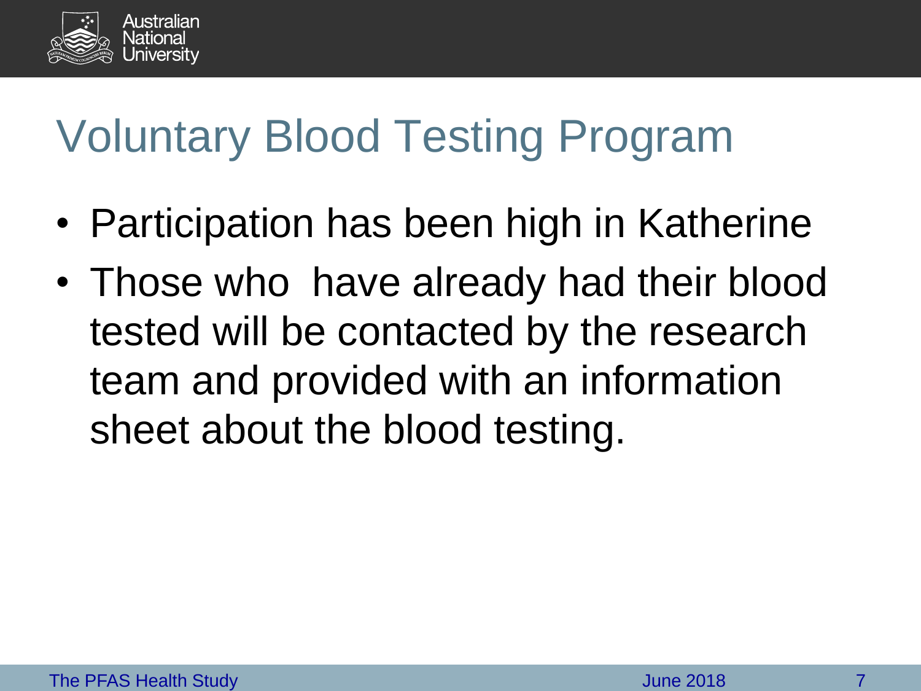# Voluntary Blood Testing Program

- Participation has been high in Katherine
- Those who have already had their blood tested will be contacted by the research team and provided with an information sheet about the blood testing.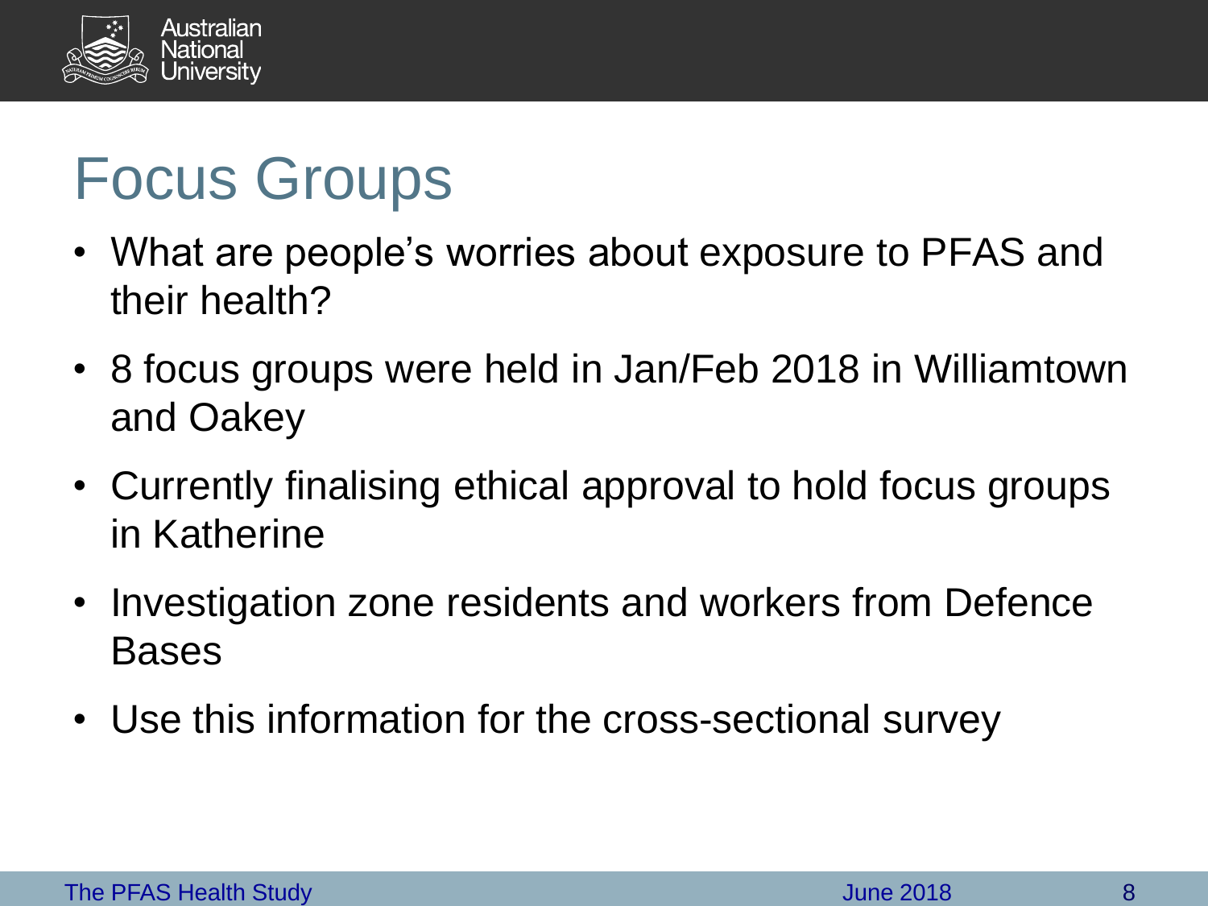# Focus Groups

- What are people's worries about exposure to PFAS and their health?
- 8 focus groups were held in Jan/Feb 2018 in Williamtown and Oakey
- Currently finalising ethical approval to hold focus groups in Katherine
- Investigation zone residents and workers from Defence Bases
- Use this information for the cross-sectional survey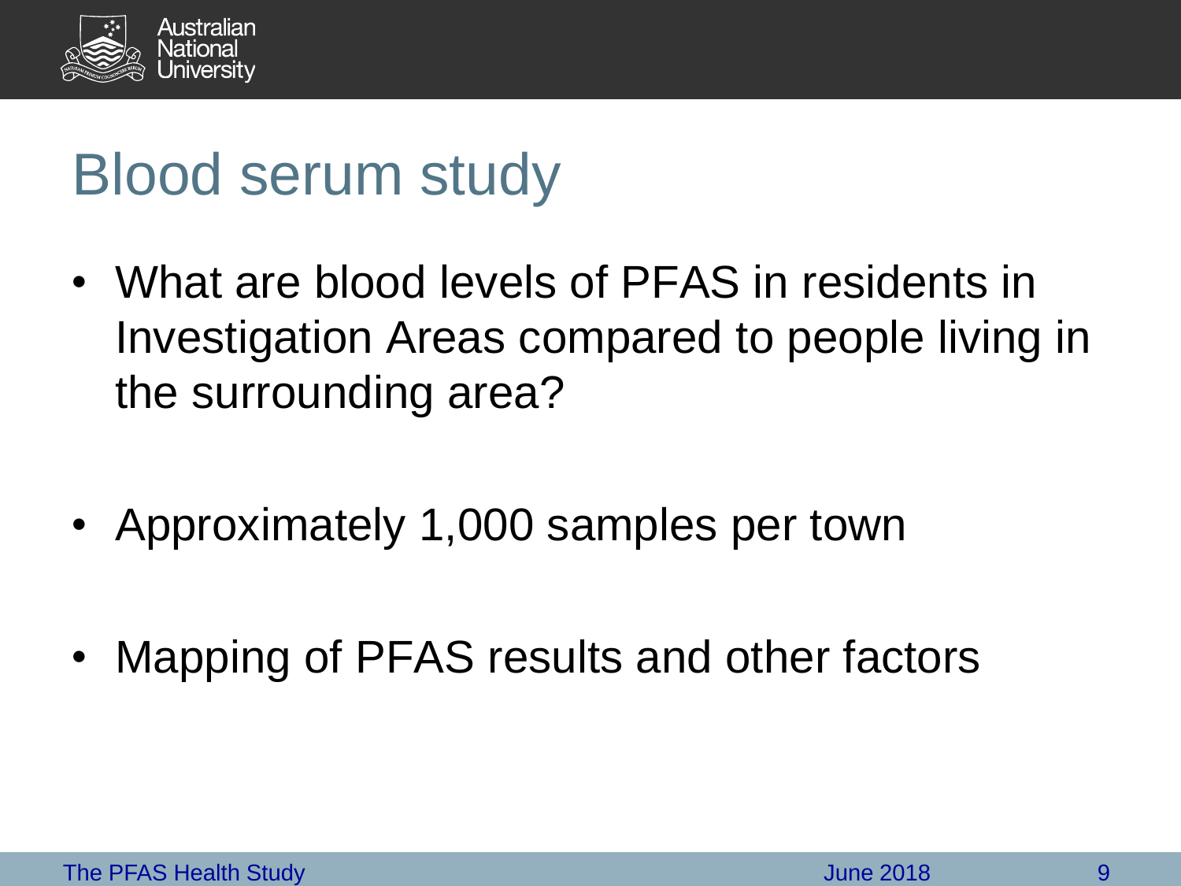# Blood serum study

- What are blood levels of PFAS in residents in Investigation Areas compared to people living in the surrounding area?
- Approximately 1,000 samples per town
- Mapping of PFAS results and other factors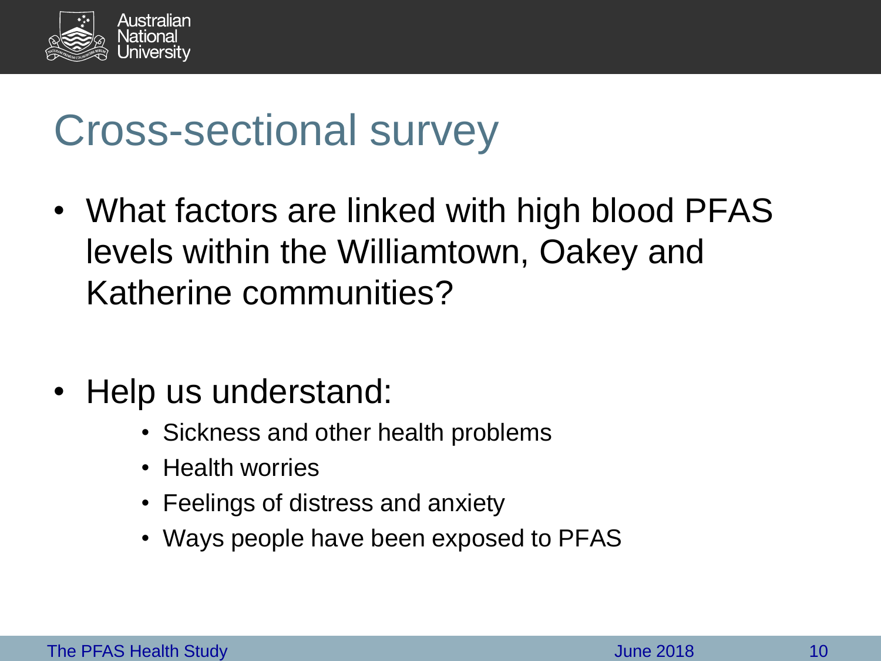# Cross-sectional survey

- What factors are linked with high blood PFAS levels within the Williamtown, Oakey and Katherine communities?

- Help us understand:
  - Sickness and other health problems
  - Health worries
  - Feelings of distress and anxiety
  - Ways people have been exposed to PFAS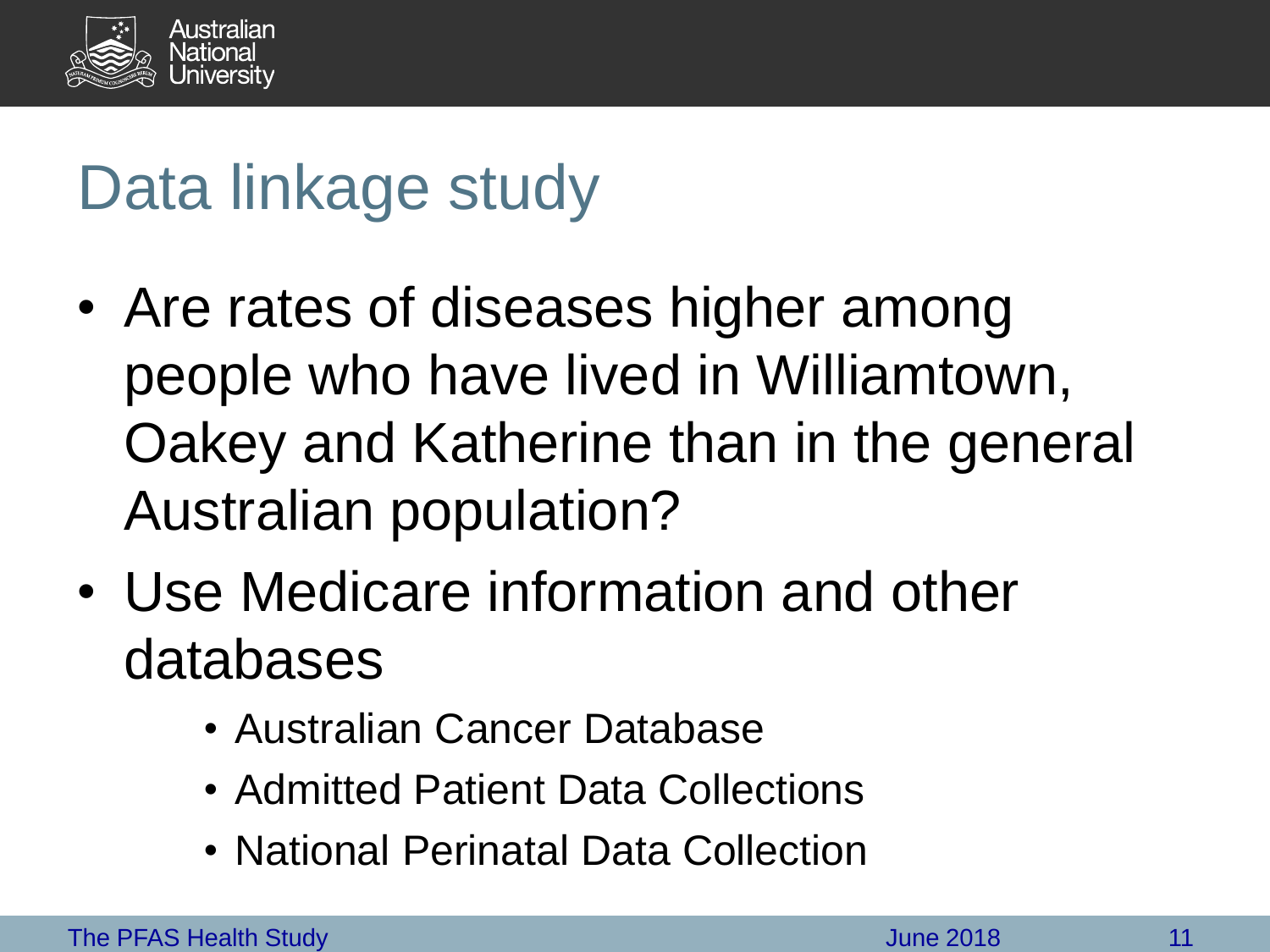# Data linkage study

- Are rates of diseases higher among people who have lived in Williamtown, Oakey and Katherine than in the general Australian population?
- Use Medicare information and other databases
  - Australian Cancer Database
  - Admitted Patient Data Collections
  - National Perinatal Data Collection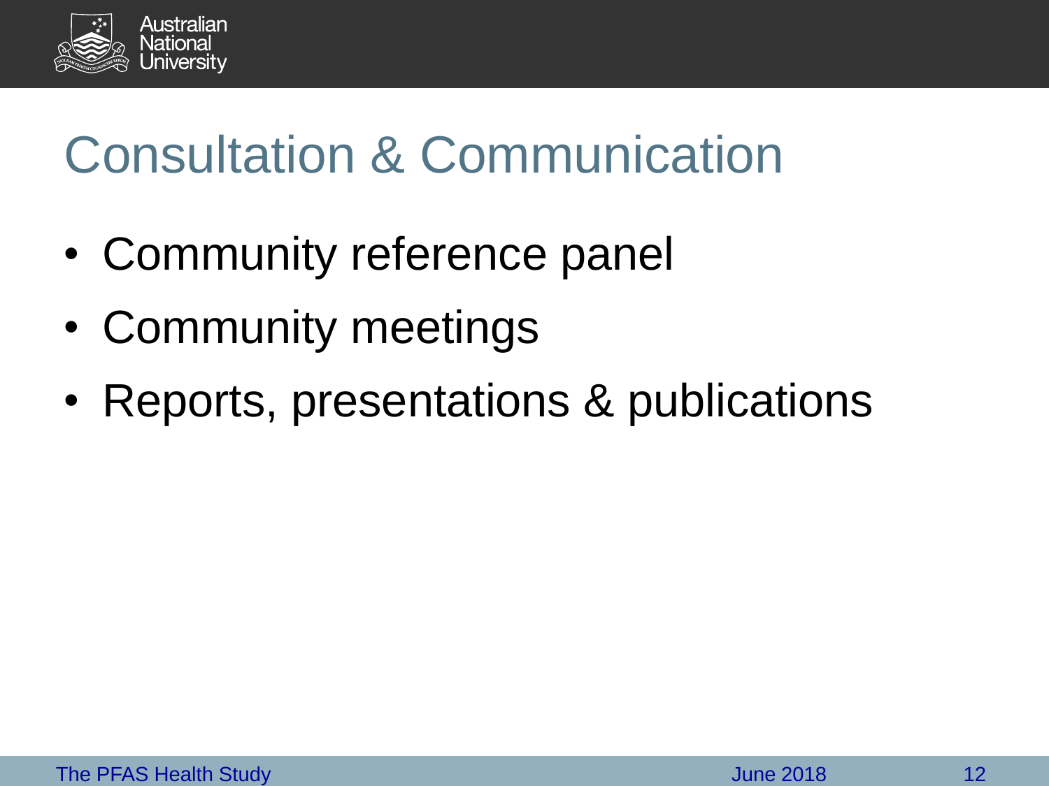# Consultation & Communication

- Community reference panel
- Community meetings
- Reports, presentations & publications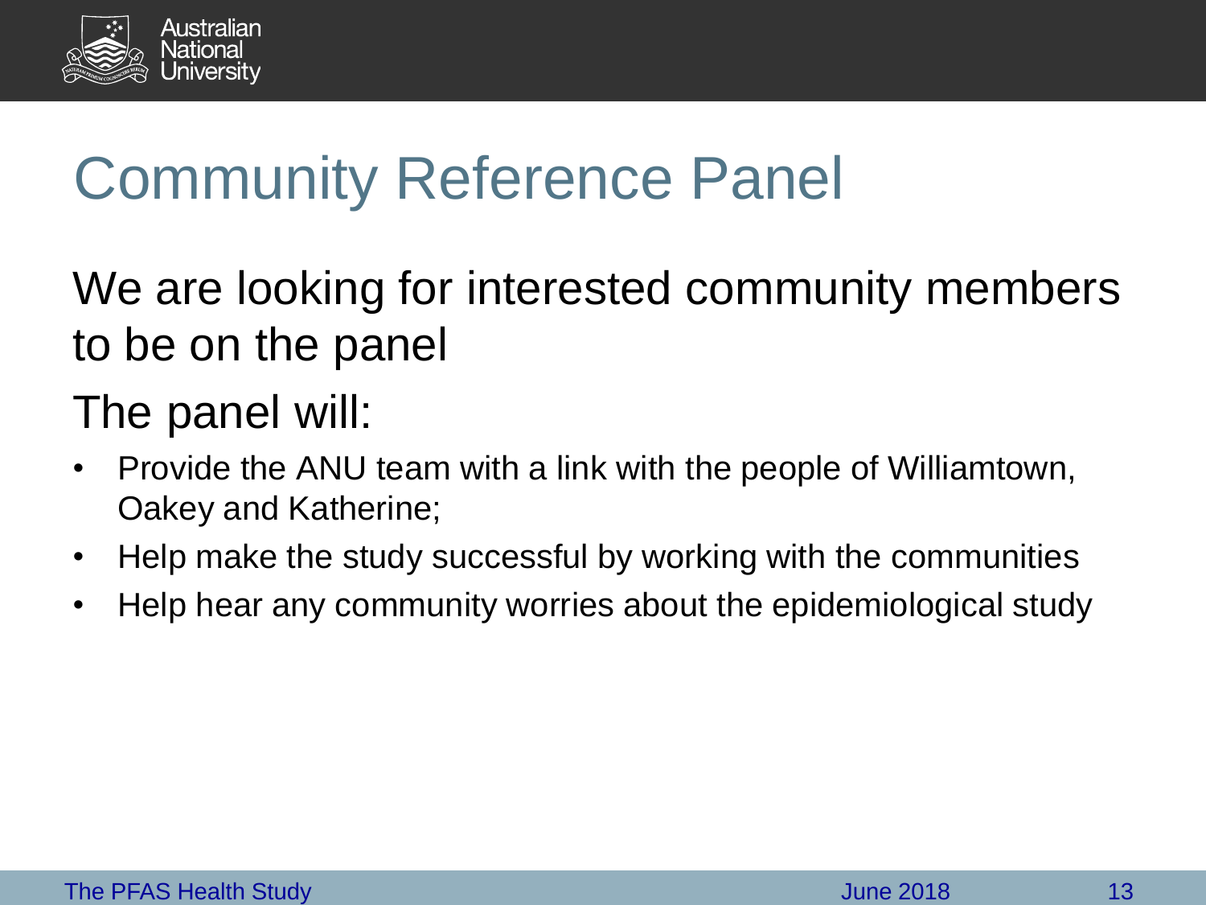# Community Reference Panel

We are looking for interested community members to be on the panel

The panel will:

- Provide the ANU team with a link with the people of Williamtown, Oakey and Katherine;
- Help make the study successful by working with the communities
- Help hear any community worries about the epidemiological study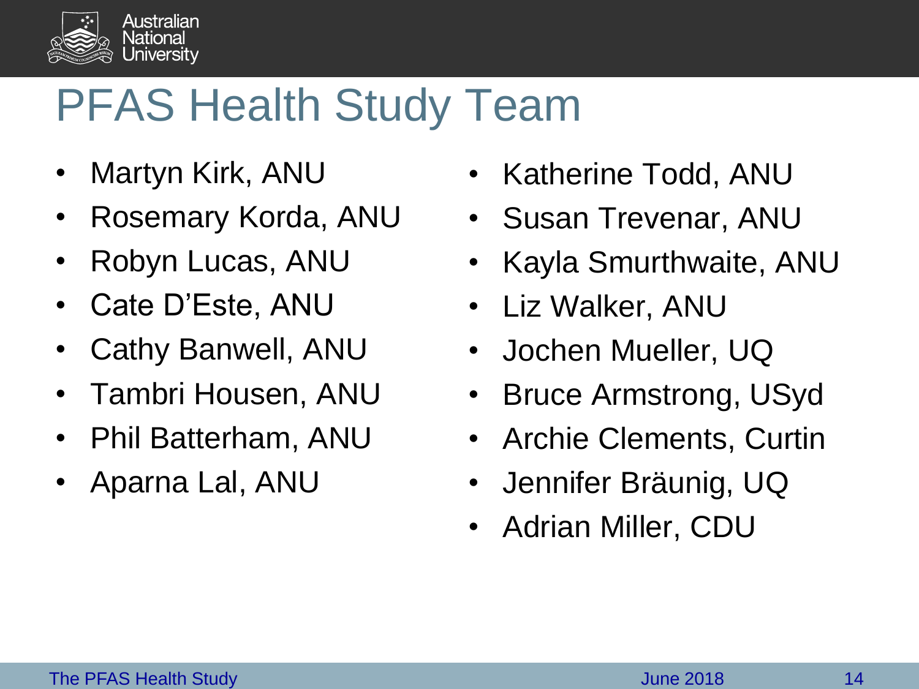# PFAS Health Study Team

- Martyn Kirk, ANU
- Rosemary Korda, ANU
- Robyn Lucas, ANU
- Cate D'Este, ANU
- Cathy Banwell, ANU
- Tambri Housen, ANU
- Phil Batterham, ANU
- Aparna Lal, ANU
- Katherine Todd, ANU
- Susan Trevenar, ANU
- Kayla Smurthwaite, ANU
- Liz Walker, ANU
- Jochen Mueller, UQ
- Bruce Armstrong, USyd
- Archie Clements, Curtin
- Jennifer Bräunig, UQ
- Adrian Miller, CDU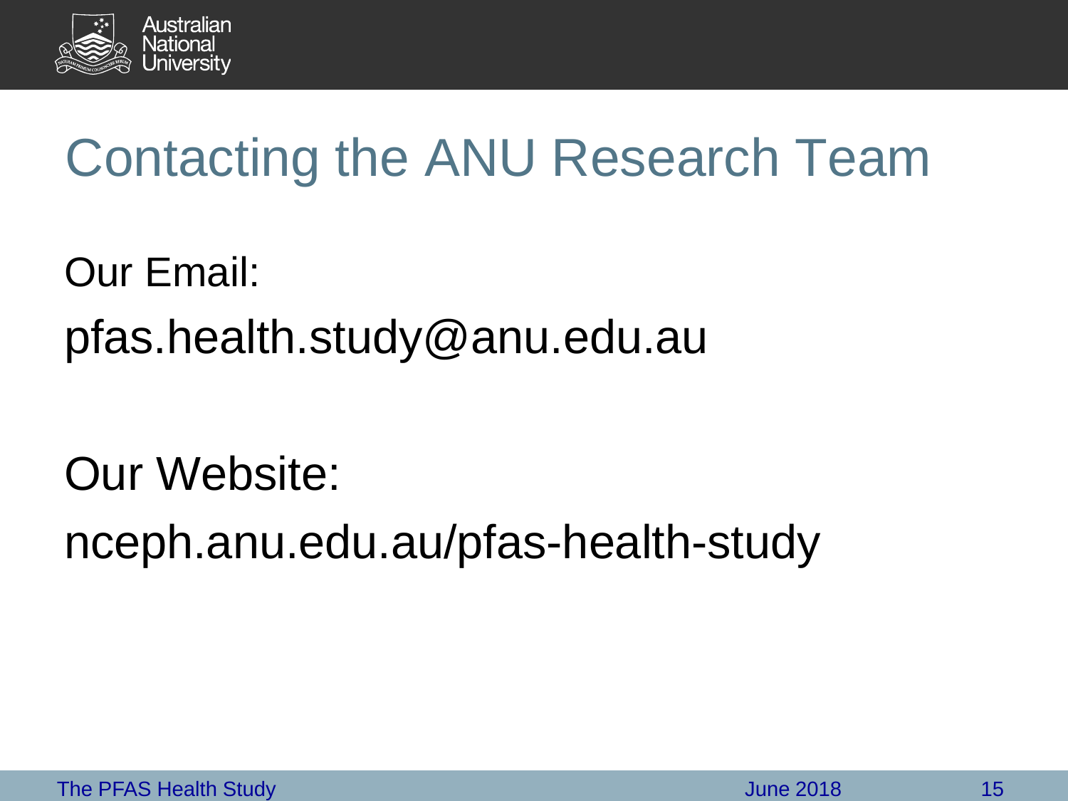# Contacting the ANU Research Team

Our Email:

pfas.health.study@anu.edu.au

Our Website:

nceph.anu.edu.au/pfas-health-study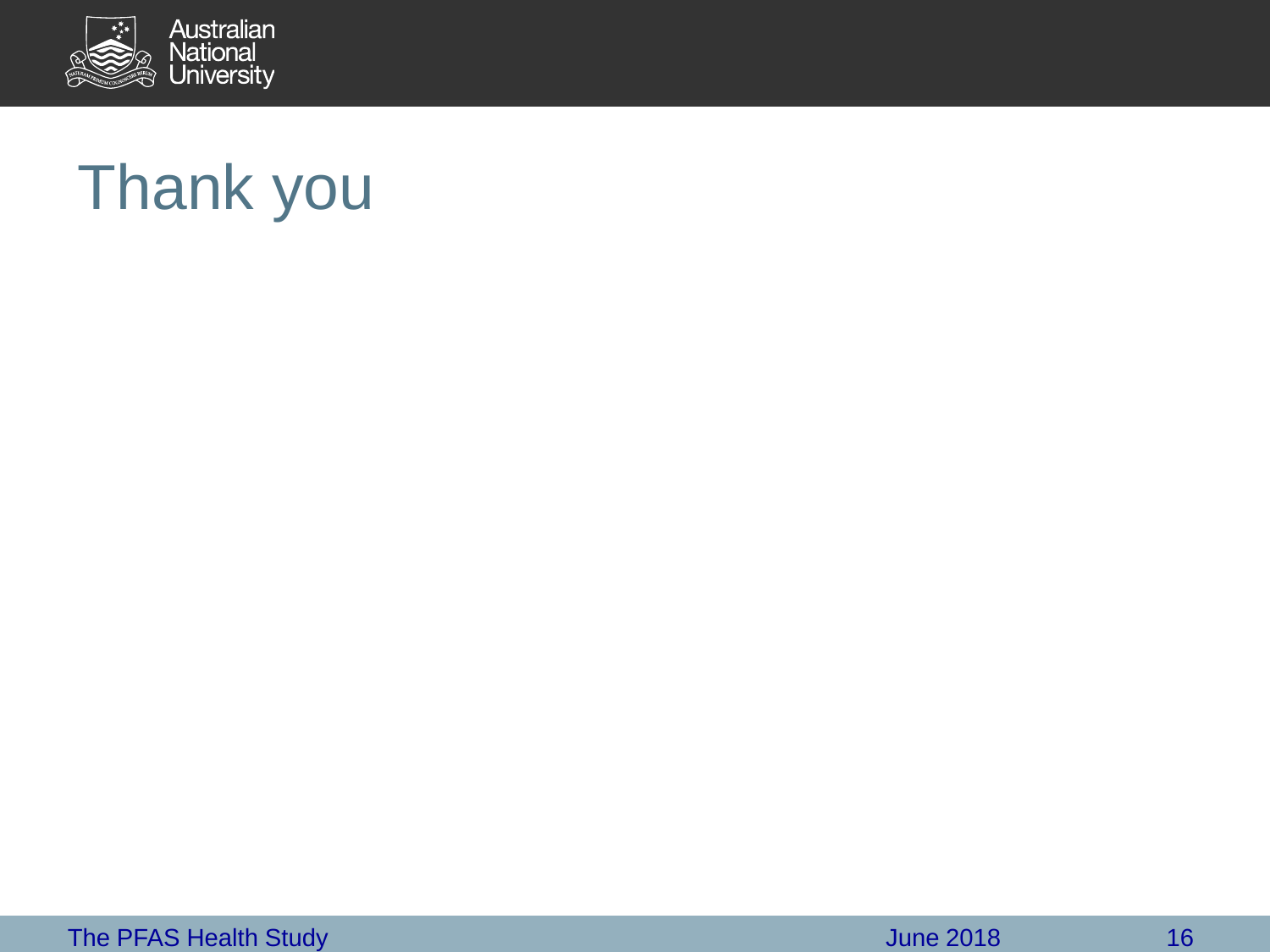# Thank you